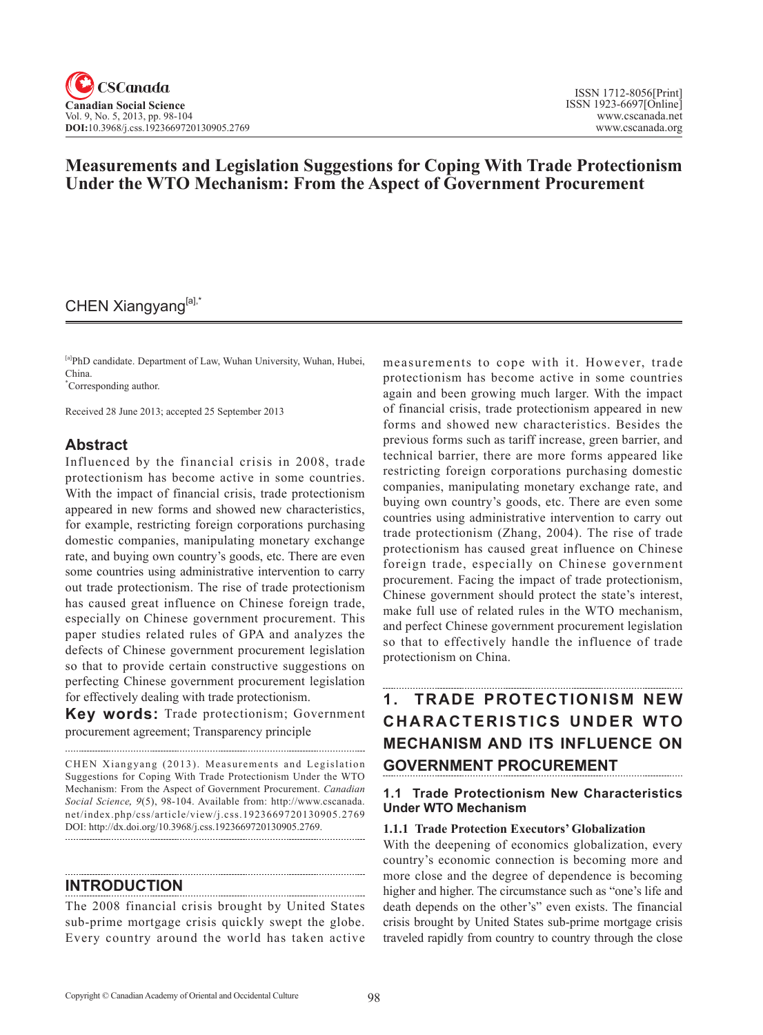# Measurements and Legislation Suggestions for Coping With Trade Protectionism Under the WTO Mechanism: From the Aspect of Government Procurement

CHEN Xiangyang[a],*

[a]PhD candidate. Department of Law, Wuhan University, Wuhan, Hubei, China.
*Corresponding author.

Received 28 June 2013; accepted 25 September 2013

## Abstract

Influenced by the financial crisis in 2008, trade protectionism has become active in some countries. With the impact of financial crisis, trade protectionism appeared in new forms and showed new characteristics, for example, restricting foreign corporations purchasing domestic companies, manipulating monetary exchange rate, and buying own country's goods, etc. There are even some countries using administrative intervention to carry out trade protectionism. The rise of trade protectionism has caused great influence on Chinese foreign trade, especially on Chinese government procurement. This paper studies related rules of GPA and analyzes the defects of Chinese government procurement legislation so that to provide certain constructive suggestions on perfecting Chinese government procurement legislation for effectively dealing with trade protectionism.

**Key words:** Trade protectionism; Government procurement agreement; Transparency principle

CHEN Xiangyang (2013). Measurements and Legislation Suggestions for Coping With Trade Protectionism Under the WTO Mechanism: From the Aspect of Government Procurement. *Canadian Social Science*, *9*(5), 98-104. Available from: http://www.cscanada.net/index.php/css/article/view/j.css.1923669720130905.2769 DOI: http://dx.doi.org/10.3968/j.css.1923669720130905.2769.

## INTRODUCTION

The 2008 financial crisis brought by United States sub-prime mortgage crisis quickly swept the globe. Every country around the world has taken active measurements to cope with it. However, trade protectionism has become active in some countries again and been growing much larger. With the impact of financial crisis, trade protectionism appeared in new forms and showed new characteristics. Besides the previous forms such as tariff increase, green barrier, and technical barrier, there are more forms appeared like restricting foreign corporations purchasing domestic companies, manipulating monetary exchange rate, and buying own country's goods, etc. There are even some countries using administrative intervention to carry out trade protectionism (Zhang, 2004). The rise of trade protectionism has caused great influence on Chinese foreign trade, especially on Chinese government procurement. Facing the impact of trade protectionism, Chinese government should protect the state's interest, make full use of related rules in the WTO mechanism, and perfect Chinese government procurement legislation so that to effectively handle the influence of trade protectionism on China.

## 1. TRADE PROTECTIONISM NEW CHARACTERISTICS UNDER WTO MECHANISM AND ITS INFLUENCE ON GOVERNMENT PROCUREMENT

### 1.1 Trade Protectionism New Characteristics Under WTO Mechanism

#### 1.1.1 Trade Protection Executors' Globalization

With the deepening of economics globalization, every country's economic connection is becoming more and more close and the degree of dependence is becoming higher and higher. The circumstance such as "one's life and death depends on the other's" even exists. The financial crisis brought by United States sub-prime mortgage crisis traveled rapidly from country to country through the close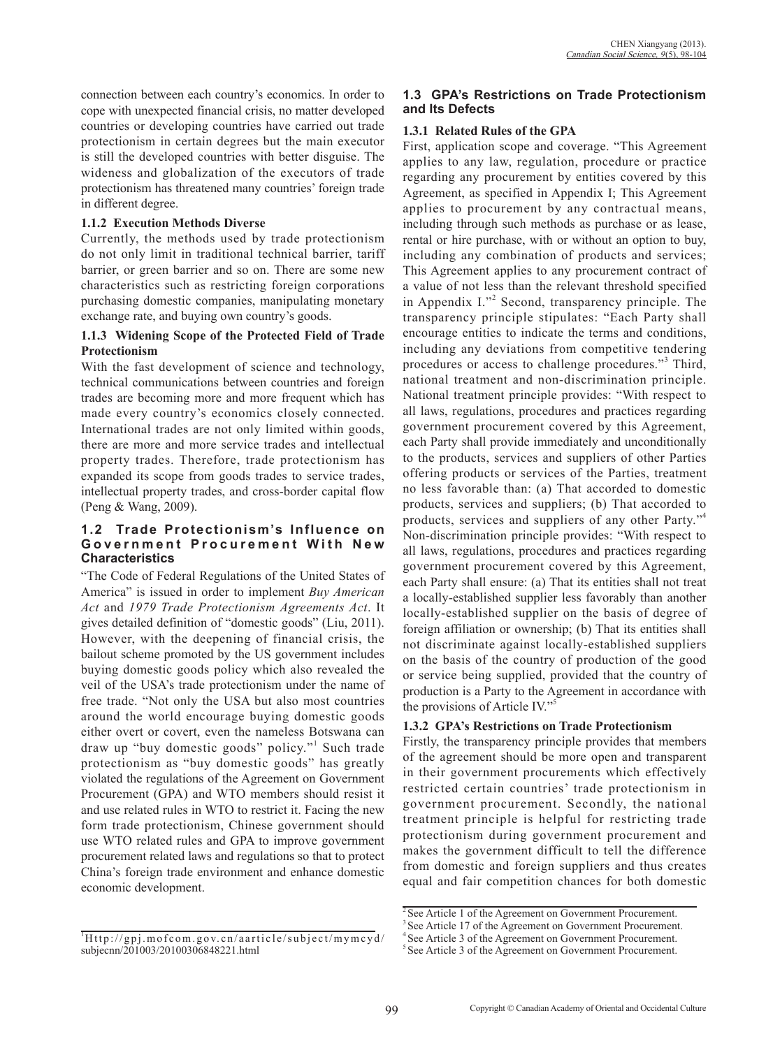connection between each country's economics. In order to cope with unexpected financial crisis, no matter developed countries or developing countries have carried out trade protectionism in certain degrees but the main executor is still the developed countries with better disguise. The wideness and globalization of the executors of trade protectionism has threatened many countries' foreign trade in different degree.

#### 1.1.2 Execution Methods Diverse

Currently, the methods used by trade protectionism do not only limit in traditional technical barrier, tariff barrier, or green barrier and so on. There are some new characteristics such as restricting foreign corporations purchasing domestic companies, manipulating monetary exchange rate, and buying own country's goods.

#### 1.1.3 Widening Scope of the Protected Field of Trade Protectionism

With the fast development of science and technology, technical communications between countries and foreign trades are becoming more and more frequent which has made every country's economics closely connected. International trades are not only limited within goods, there are more and more service trades and intellectual property trades. Therefore, trade protectionism has expanded its scope from goods trades to service trades, intellectual property trades, and cross-border capital flow (Peng & Wang, 2009).

### 1.2 Trade Protectionism's Influence on Government Procurement With New Characteristics

"The Code of Federal Regulations of the United States of America" is issued in order to implement *Buy American Act* and *1979 Trade Protectionism Agreements Act*. It gives detailed definition of "domestic goods" (Liu, 2011). However, with the deepening of financial crisis, the bailout scheme promoted by the US government includes buying domestic goods policy which also revealed the veil of the USA's trade protectionism under the name of free trade. "Not only the USA but also most countries around the world encourage buying domestic goods either overt or covert, even the nameless Botswana can draw up "buy domestic goods" policy."[1] Such trade protectionism as "buy domestic goods" has greatly violated the regulations of the Agreement on Government Procurement (GPA) and WTO members should resist it and use related rules in WTO to restrict it. Facing the new form trade protectionism, Chinese government should use WTO related rules and GPA to improve government procurement related laws and regulations so that to protect China's foreign trade environment and enhance domestic economic development.

### 1.3 GPA's Restrictions on Trade Protectionism and Its Defects

#### 1.3.1 Related Rules of the GPA

First, application scope and coverage. "This Agreement applies to any law, regulation, procedure or practice regarding any procurement by entities covered by this Agreement, as specified in Appendix I; This Agreement applies to procurement by any contractual means, including through such methods as purchase or as lease, rental or hire purchase, with or without an option to buy, including any combination of products and services; This Agreement applies to any procurement contract of a value of not less than the relevant threshold specified in Appendix I."[2] Second, transparency principle. The transparency principle stipulates: "Each Party shall encourage entities to indicate the terms and conditions, including any deviations from competitive tendering procedures or access to challenge procedures."[3] Third, national treatment and non-discrimination principle. National treatment principle provides: "With respect to all laws, regulations, procedures and practices regarding government procurement covered by this Agreement, each Party shall provide immediately and unconditionally to the products, services and suppliers of other Parties offering products or services of the Parties, treatment no less favorable than: (a) That accorded to domestic products, services and suppliers; (b) That accorded to products, services and suppliers of any other Party."[4] Non-discrimination principle provides: "With respect to all laws, regulations, procedures and practices regarding government procurement covered by this Agreement, each Party shall ensure: (a) That its entities shall not treat a locally-established supplier less favorably than another locally-established supplier on the basis of degree of foreign affiliation or ownership; (b) That its entities shall not discriminate against locally-established suppliers on the basis of the country of production of the good or service being supplied, provided that the country of production is a Party to the Agreement in accordance with the provisions of Article IV."[5]

#### 1.3.2 GPA's Restrictions on Trade Protectionism

Firstly, the transparency principle provides that members of the agreement should be more open and transparent in their government procurements which effectively restricted certain countries' trade protectionism in government procurement. Secondly, the national treatment principle is helpful for restricting trade protectionism during government procurement and makes the government difficult to tell the difference from domestic and foreign suppliers and thus creates equal and fair competition chances for both domestic

---

[1] Http://gpj.mofcom.gov.cn/aarticle/subject/mymcyd/subjecnn/201003/20100306848221.html

[2] See Article 1 of the Agreement on Government Procurement.

[3] See Article 17 of the Agreement on Government Procurement.

[4] See Article 3 of the Agreement on Government Procurement.

[5] See Article 3 of the Agreement on Government Procurement.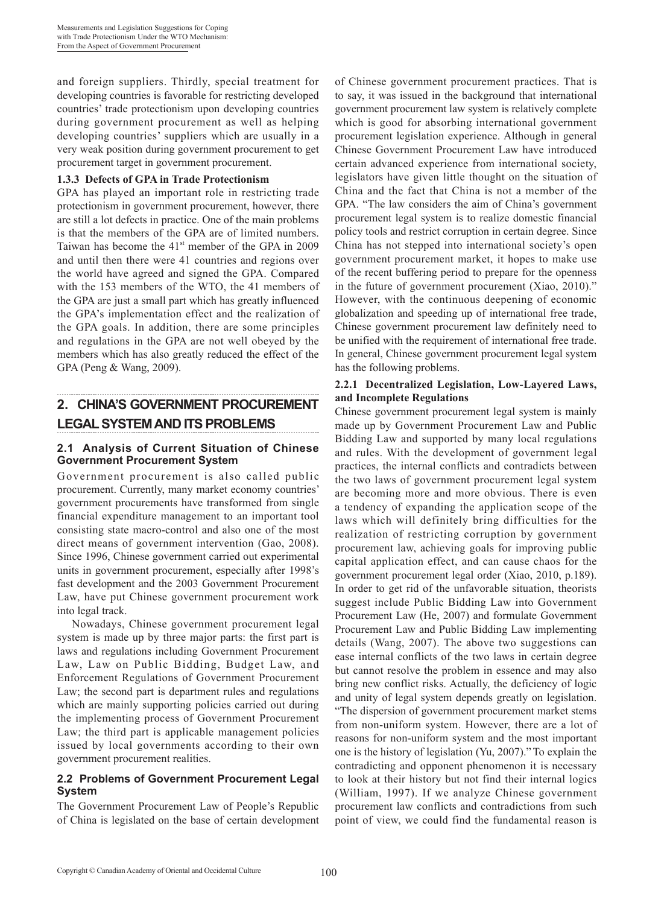and foreign suppliers. Thirdly, special treatment for developing countries is favorable for restricting developed countries' trade protectionism upon developing countries during government procurement as well as helping developing countries' suppliers which are usually in a very weak position during government procurement to get procurement target in government procurement.

#### 1.3.3 Defects of GPA in Trade Protectionism

GPA has played an important role in restricting trade protectionism in government procurement, however, there are still a lot defects in practice. One of the main problems is that the members of the GPA are of limited numbers. Taiwan has become the 41st member of the GPA in 2009 and until then there were 41 countries and regions over the world have agreed and signed the GPA. Compared with the 153 members of the WTO, the 41 members of the GPA are just a small part which has greatly influenced the GPA's implementation effect and the realization of the GPA goals. In addition, there are some principles and regulations in the GPA are not well obeyed by the members which has also greatly reduced the effect of the GPA (Peng & Wang, 2009).

## 2. CHINA'S GOVERNMENT PROCUREMENT LEGAL SYSTEM AND ITS PROBLEMS

### 2.1 Analysis of Current Situation of Chinese Government Procurement System

Government procurement is also called public procurement. Currently, many market economy countries' government procurements have transformed from single financial expenditure management to an important tool consisting state macro-control and also one of the most direct means of government intervention (Gao, 2008). Since 1996, Chinese government carried out experimental units in government procurement, especially after 1998's fast development and the 2003 Government Procurement Law, have put Chinese government procurement work into legal track.

Nowadays, Chinese government procurement legal system is made up by three major parts: the first part is laws and regulations including Government Procurement Law, Law on Public Bidding, Budget Law, and Enforcement Regulations of Government Procurement Law; the second part is department rules and regulations which are mainly supporting policies carried out during the implementing process of Government Procurement Law; the third part is applicable management policies issued by local governments according to their own government procurement realities.

### 2.2 Problems of Government Procurement Legal System

The Government Procurement Law of People's Republic of China is legislated on the base of certain development of Chinese government procurement practices. That is to say, it was issued in the background that international government procurement law system is relatively complete which is good for absorbing international government procurement legislation experience. Although in general Chinese Government Procurement Law have introduced certain advanced experience from international society, legislators have given little thought on the situation of China and the fact that China is not a member of the GPA. "The law considers the aim of China's government procurement legal system is to realize domestic financial policy tools and restrict corruption in certain degree. Since China has not stepped into international society's open government procurement market, it hopes to make use of the recent buffering period to prepare for the openness in the future of government procurement (Xiao, 2010)." However, with the continuous deepening of economic globalization and speeding up of international free trade, Chinese government procurement law definitely need to be unified with the requirement of international free trade. In general, Chinese government procurement legal system has the following problems.

#### 2.2.1 Decentralized Legislation, Low-Layered Laws, and Incomplete Regulations

Chinese government procurement legal system is mainly made up by Government Procurement Law and Public Bidding Law and supported by many local regulations and rules. With the development of government legal practices, the internal conflicts and contradicts between the two laws of government procurement legal system are becoming more and more obvious. There is even a tendency of expanding the application scope of the laws which will definitely bring difficulties for the realization of restricting corruption by government procurement law, achieving goals for improving public capital application effect, and can cause chaos for the government procurement legal order (Xiao, 2010, p.189). In order to get rid of the unfavorable situation, theorists suggest include Public Bidding Law into Government Procurement Law (He, 2007) and formulate Government Procurement Law and Public Bidding Law implementing details (Wang, 2007). The above two suggestions can ease internal conflicts of the two laws in certain degree but cannot resolve the problem in essence and may also bring new conflict risks. Actually, the deficiency of logic and unity of legal system depends greatly on legislation. "The dispersion of government procurement market stems from non-uniform system. However, there are a lot of reasons for non-uniform system and the most important one is the history of legislation (Yu, 2007)." To explain the contradicting and opponent phenomenon it is necessary to look at their history but not find their internal logics (William, 1997). If we analyze Chinese government procurement law conflicts and contradictions from such point of view, we could find the fundamental reason is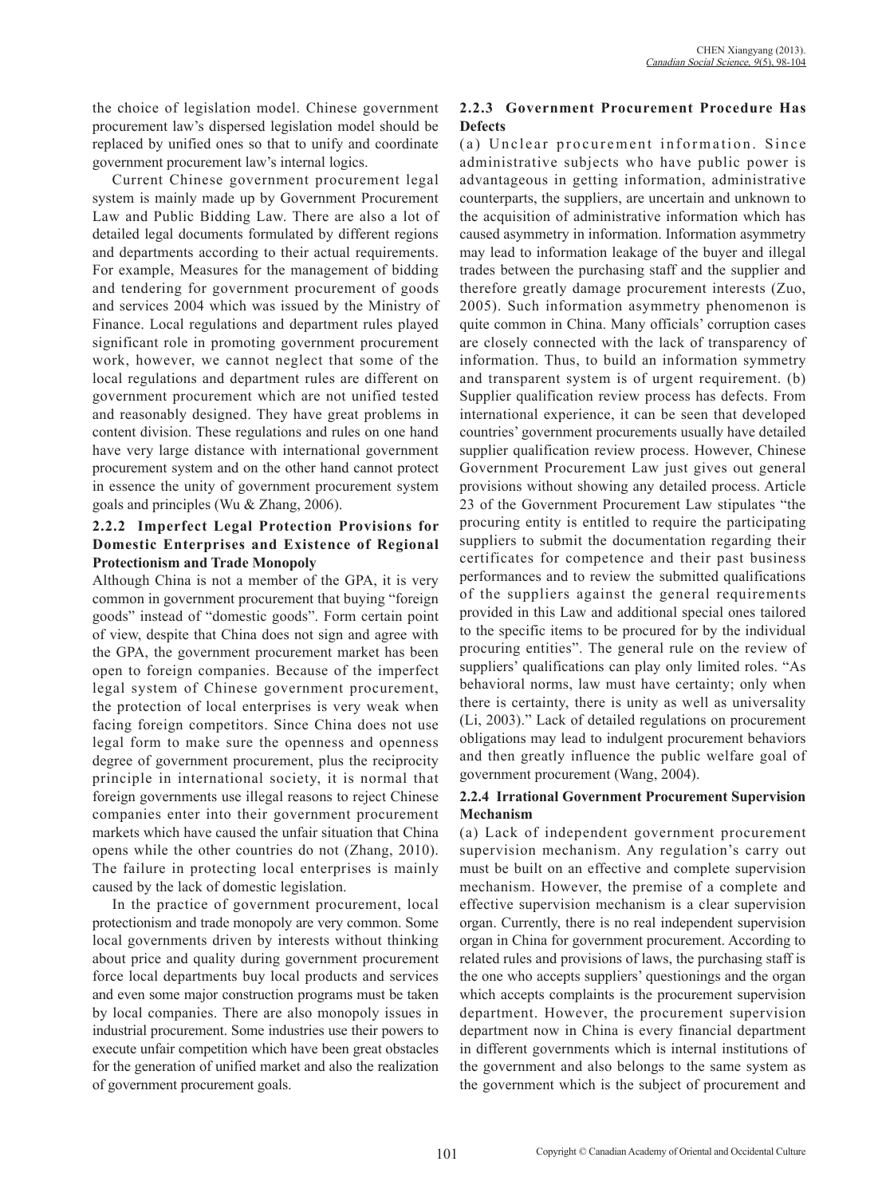the choice of legislation model. Chinese government procurement law's dispersed legislation model should be replaced by unified ones so that to unify and coordinate government procurement law's internal logics.

Current Chinese government procurement legal system is mainly made up by Government Procurement Law and Public Bidding Law. There are also a lot of detailed legal documents formulated by different regions and departments according to their actual requirements. For example, Measures for the management of bidding and tendering for government procurement of goods and services 2004 which was issued by the Ministry of Finance. Local regulations and department rules played significant role in promoting government procurement work, however, we cannot neglect that some of the local regulations and department rules are different on government procurement which are not unified tested and reasonably designed. They have great problems in content division. These regulations and rules on one hand have very large distance with international government procurement system and on the other hand cannot protect in essence the unity of government procurement system goals and principles (Wu & Zhang, 2006).

### 2.2.2 Imperfect Legal Protection Provisions for Domestic Enterprises and Existence of Regional Protectionism and Trade Monopoly

Although China is not a member of the GPA, it is very common in government procurement that buying "foreign goods" instead of "domestic goods". Form certain point of view, despite that China does not sign and agree with the GPA, the government procurement market has been open to foreign companies. Because of the imperfect legal system of Chinese government procurement, the protection of local enterprises is very weak when facing foreign competitors. Since China does not use legal form to make sure the openness and openness degree of government procurement, plus the reciprocity principle in international society, it is normal that foreign governments use illegal reasons to reject Chinese companies enter into their government procurement markets which have caused the unfair situation that China opens while the other countries do not (Zhang, 2010). The failure in protecting local enterprises is mainly caused by the lack of domestic legislation.

In the practice of government procurement, local protectionism and trade monopoly are very common. Some local governments driven by interests without thinking about price and quality during government procurement force local departments buy local products and services and even some major construction programs must be taken by local companies. There are also monopoly issues in industrial procurement. Some industries use their powers to execute unfair competition which have been great obstacles for the generation of unified market and also the realization of government procurement goals.

### 2.2.3 Government Procurement Procedure Has Defects

(a) Unclear procurement information. Since administrative subjects who have public power is advantageous in getting information, administrative counterparts, the suppliers, are uncertain and unknown to the acquisition of administrative information which has caused asymmetry in information. Information asymmetry may lead to information leakage of the buyer and illegal trades between the purchasing staff and the supplier and therefore greatly damage procurement interests (Zuo, 2005). Such information asymmetry phenomenon is quite common in China. Many officials' corruption cases are closely connected with the lack of transparency of information. Thus, to build an information symmetry and transparent system is of urgent requirement. (b) Supplier qualification review process has defects. From international experience, it can be seen that developed countries' government procurements usually have detailed supplier qualification review process. However, Chinese Government Procurement Law just gives out general provisions without showing any detailed process. Article 23 of the Government Procurement Law stipulates "the procuring entity is entitled to require the participating suppliers to submit the documentation regarding their certificates for competence and their past business performances and to review the submitted qualifications of the suppliers against the general requirements provided in this Law and additional special ones tailored to the specific items to be procured for by the individual procuring entities". The general rule on the review of suppliers' qualifications can play only limited roles. "As behavioral norms, law must have certainty; only when there is certainty, there is unity as well as universality (Li, 2003)." Lack of detailed regulations on procurement obligations may lead to indulgent procurement behaviors and then greatly influence the public welfare goal of government procurement (Wang, 2004).

### 2.2.4 Irrational Government Procurement Supervision Mechanism

(a) Lack of independent government procurement supervision mechanism. Any regulation's carry out must be built on an effective and complete supervision mechanism. However, the premise of a complete and effective supervision mechanism is a clear supervision organ. Currently, there is no real independent supervision organ in China for government procurement. According to related rules and provisions of laws, the purchasing staff is the one who accepts suppliers' questionings and the organ which accepts complaints is the procurement supervision department. However, the procurement supervision department now in China is every financial department in different governments which is internal institutions of the government and also belongs to the same system as the government which is the subject of procurement and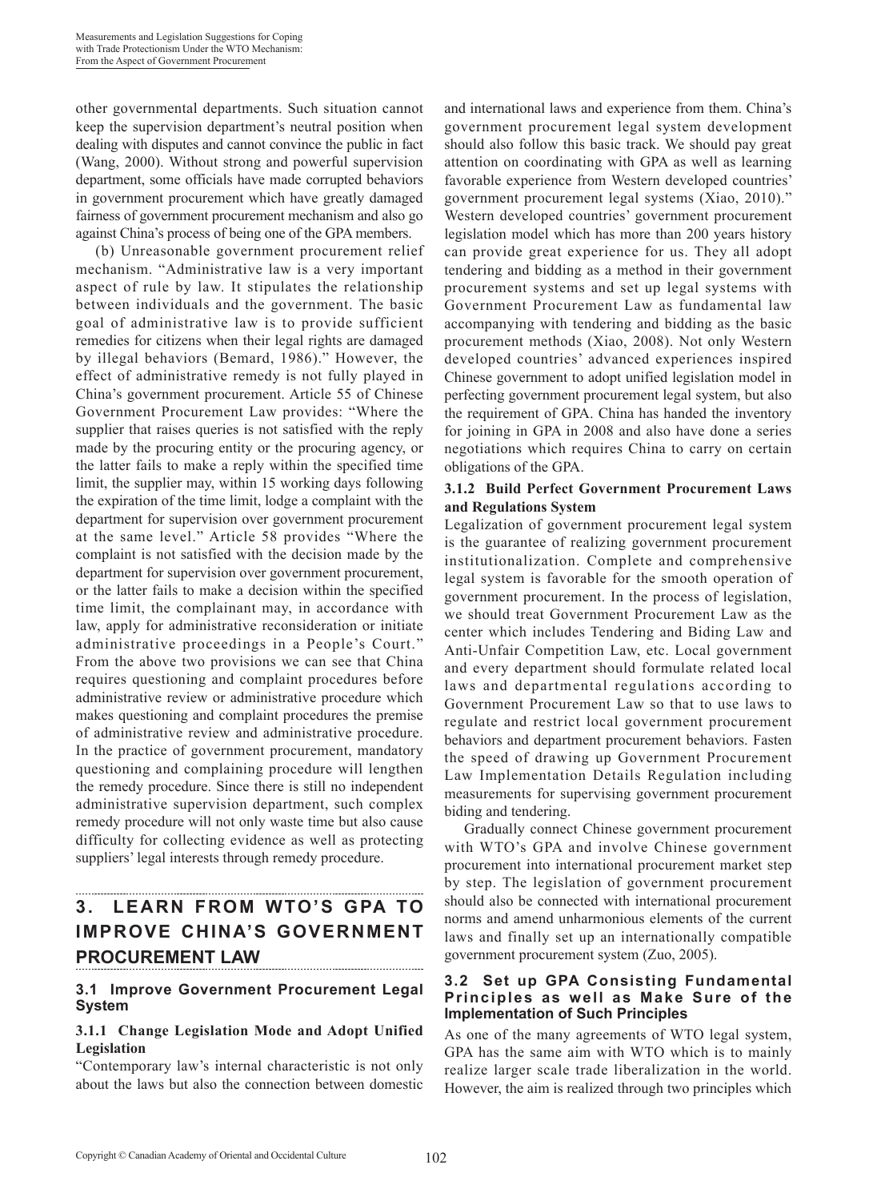other governmental departments. Such situation cannot keep the supervision department's neutral position when dealing with disputes and cannot convince the public in fact (Wang, 2000). Without strong and powerful supervision department, some officials have made corrupted behaviors in government procurement which have greatly damaged fairness of government procurement mechanism and also go against China's process of being one of the GPA members.

(b) Unreasonable government procurement relief mechanism. "Administrative law is a very important aspect of rule by law. It stipulates the relationship between individuals and the government. The basic goal of administrative law is to provide sufficient remedies for citizens when their legal rights are damaged by illegal behaviors (Bemard, 1986)." However, the effect of administrative remedy is not fully played in China's government procurement. Article 55 of Chinese Government Procurement Law provides: "Where the supplier that raises queries is not satisfied with the reply made by the procuring entity or the procuring agency, or the latter fails to make a reply within the specified time limit, the supplier may, within 15 working days following the expiration of the time limit, lodge a complaint with the department for supervision over government procurement at the same level." Article 58 provides "Where the complaint is not satisfied with the decision made by the department for supervision over government procurement, or the latter fails to make a decision within the specified time limit, the complainant may, in accordance with law, apply for administrative reconsideration or initiate administrative proceedings in a People's Court." From the above two provisions we can see that China requires questioning and complaint procedures before administrative review or administrative procedure which makes questioning and complaint procedures the premise of administrative review and administrative procedure. In the practice of government procurement, mandatory questioning and complaining procedure will lengthen the remedy procedure. Since there is still no independent administrative supervision department, such complex remedy procedure will not only waste time but also cause difficulty for collecting evidence as well as protecting suppliers' legal interests through remedy procedure.

## 3. LEARN FROM WTO'S GPA TO IMPROVE CHINA'S GOVERNMENT PROCUREMENT LAW

### 3.1 Improve Government Procurement Legal System

#### 3.1.1 Change Legislation Mode and Adopt Unified Legislation

"Contemporary law's internal characteristic is not only about the laws but also the connection between domestic and international laws and experience from them. China's government procurement legal system development should also follow this basic track. We should pay great attention on coordinating with GPA as well as learning favorable experience from Western developed countries' government procurement legal systems (Xiao, 2010)." Western developed countries' government procurement legislation model which has more than 200 years history can provide great experience for us. They all adopt tendering and bidding as a method in their government procurement systems and set up legal systems with Government Procurement Law as fundamental law accompanying with tendering and bidding as the basic procurement methods (Xiao, 2008). Not only Western developed countries' advanced experiences inspired Chinese government to adopt unified legislation model in perfecting government procurement legal system, but also the requirement of GPA. China has handed the inventory for joining in GPA in 2008 and also have done a series negotiations which requires China to carry on certain obligations of the GPA.

#### 3.1.2 Build Perfect Government Procurement Laws and Regulations System

Legalization of government procurement legal system is the guarantee of realizing government procurement institutionalization. Complete and comprehensive legal system is favorable for the smooth operation of government procurement. In the process of legislation, we should treat Government Procurement Law as the center which includes Tendering and Biding Law and Anti-Unfair Competition Law, etc. Local government and every department should formulate related local laws and departmental regulations according to Government Procurement Law so that to use laws to regulate and restrict local government procurement behaviors and department procurement behaviors. Fasten the speed of drawing up Government Procurement Law Implementation Details Regulation including measurements for supervising government procurement biding and tendering.

Gradually connect Chinese government procurement with WTO's GPA and involve Chinese government procurement into international procurement market step by step. The legislation of government procurement should also be connected with international procurement norms and amend unharmonious elements of the current laws and finally set up an internationally compatible government procurement system (Zuo, 2005).

### 3.2 Set up GPA Consisting Fundamental Principles as well as Make Sure of the Implementation of Such Principles

As one of the many agreements of WTO legal system, GPA has the same aim with WTO which is to mainly realize larger scale trade liberalization in the world. However, the aim is realized through two principles which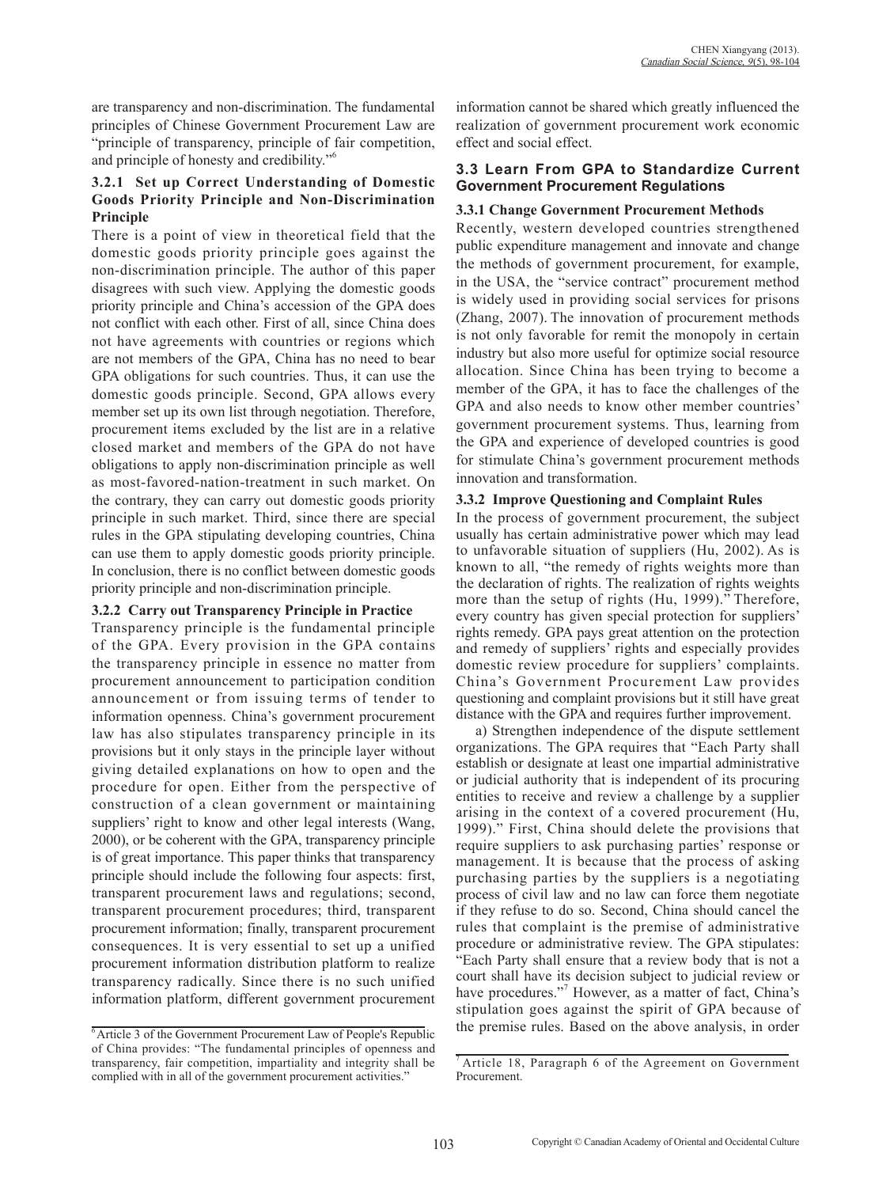are transparency and non-discrimination. The fundamental principles of Chinese Government Procurement Law are "principle of transparency, principle of fair competition, and principle of honesty and credibility."[6]

#### 3.2.1 Set up Correct Understanding of Domestic Goods Priority Principle and Non-Discrimination Principle

There is a point of view in theoretical field that the domestic goods priority principle goes against the non-discrimination principle. The author of this paper disagrees with such view. Applying the domestic goods priority principle and China's accession of the GPA does not conflict with each other. First of all, since China does not have agreements with countries or regions which are not members of the GPA, China has no need to bear GPA obligations for such countries. Thus, it can use the domestic goods principle. Second, GPA allows every member set up its own list through negotiation. Therefore, procurement items excluded by the list are in a relative closed market and members of the GPA do not have obligations to apply non-discrimination principle as well as most-favored-nation-treatment in such market. On the contrary, they can carry out domestic goods priority principle in such market. Third, since there are special rules in the GPA stipulating developing countries, China can use them to apply domestic goods priority principle. In conclusion, there is no conflict between domestic goods priority principle and non-discrimination principle.

#### 3.2.2 Carry out Transparency Principle in Practice

Transparency principle is the fundamental principle of the GPA. Every provision in the GPA contains the transparency principle in essence no matter from procurement announcement to participation condition announcement or from issuing terms of tender to information openness. China's government procurement law has also stipulates transparency principle in its provisions but it only stays in the principle layer without giving detailed explanations on how to open and the procedure for open. Either from the perspective of construction of a clean government or maintaining suppliers' right to know and other legal interests (Wang, 2000), or be coherent with the GPA, transparency principle is of great importance. This paper thinks that transparency principle should include the following four aspects: first, transparent procurement laws and regulations; second, transparent procurement procedures; third, transparent procurement information; finally, transparent procurement consequences. It is very essential to set up a unified procurement information distribution platform to realize transparency radically. Since there is no such unified information platform, different government procurement information cannot be shared which greatly influenced the realization of government procurement work economic effect and social effect.

### 3.3 Learn From GPA to Standardize Current Government Procurement Regulations

#### 3.3.1 Change Government Procurement Methods

Recently, western developed countries strengthened public expenditure management and innovate and change the methods of government procurement, for example, in the USA, the "service contract" procurement method is widely used in providing social services for prisons (Zhang, 2007). The innovation of procurement methods is not only favorable for remit the monopoly in certain industry but also more useful for optimize social resource allocation. Since China has been trying to become a member of the GPA, it has to face the challenges of the GPA and also needs to know other member countries' government procurement systems. Thus, learning from the GPA and experience of developed countries is good for stimulate China's government procurement methods innovation and transformation.

#### 3.3.2 Improve Questioning and Complaint Rules

In the process of government procurement, the subject usually has certain administrative power which may lead to unfavorable situation of suppliers (Hu, 2002). As is known to all, "the remedy of rights weights more than the declaration of rights. The realization of rights weights more than the setup of rights (Hu, 1999)." Therefore, every country has given special protection for suppliers' rights remedy. GPA pays great attention on the protection and remedy of suppliers' rights and especially provides domestic review procedure for suppliers' complaints. China's Government Procurement Law provides questioning and complaint provisions but it still have great distance with the GPA and requires further improvement.

a) Strengthen independence of the dispute settlement organizations. The GPA requires that "Each Party shall establish or designate at least one impartial administrative or judicial authority that is independent of its procuring entities to receive and review a challenge by a supplier arising in the context of a covered procurement (Hu, 1999)." First, China should delete the provisions that require suppliers to ask purchasing parties' response or management. It is because that the process of asking purchasing parties by the suppliers is a negotiating process of civil law and no law can force them negotiate if they refuse to do so. Second, China should cancel the rules that complaint is the premise of administrative procedure or administrative review. The GPA stipulates: "Each Party shall ensure that a review body that is not a court shall have its decision subject to judicial review or have procedures."[7] However, as a matter of fact, China's stipulation goes against the spirit of GPA because of the premise rules. Based on the above analysis, in order

[6] Article 3 of the Government Procurement Law of People's Republic of China provides: "The fundamental principles of openness and transparency, fair competition, impartiality and integrity shall be complied with in all of the government procurement activities."

[7] Article 18, Paragraph 6 of the Agreement on Government Procurement.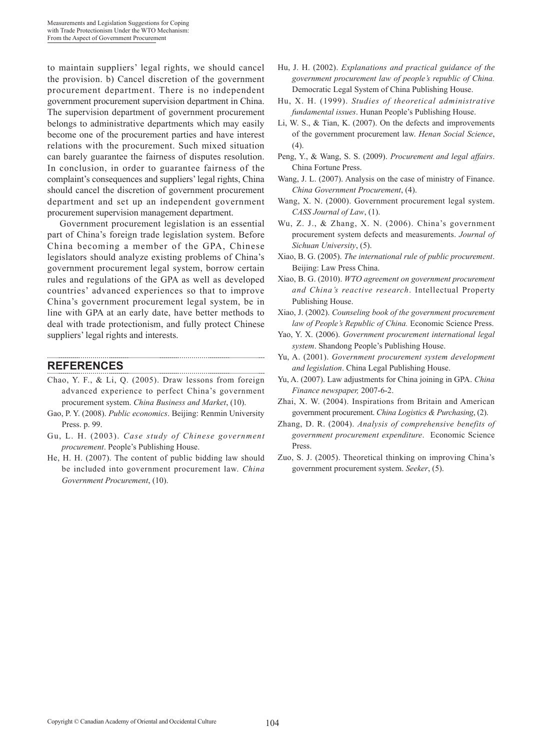to maintain suppliers' legal rights, we should cancel the provision. b) Cancel discretion of the government procurement department. There is no independent government procurement supervision department in China. The supervision department of government procurement belongs to administrative departments which may easily become one of the procurement parties and have interest relations with the procurement. Such mixed situation can barely guarantee the fairness of disputes resolution. In conclusion, in order to guarantee fairness of the complaint's consequences and suppliers' legal rights, China should cancel the discretion of government procurement department and set up an independent government procurement supervision management department.

Government procurement legislation is an essential part of China's foreign trade legislation system. Before China becoming a member of the GPA, Chinese legislators should analyze existing problems of China's government procurement legal system, borrow certain rules and regulations of the GPA as well as developed countries' advanced experiences so that to improve China's government procurement legal system, be in line with GPA at an early date, have better methods to deal with trade protectionism, and fully protect Chinese suppliers' legal rights and interests.

## REFERENCES

Chao, Y. F., & Li, Q. (2005). Draw lessons from foreign advanced experience to perfect China's government procurement system. *China Business and Market*, (10).

Gao, P. Y. (2008). *Public economics*. Beijing: Renmin University Press. p. 99.

Gu, L. H. (2003). *Case study of Chinese government procurement*. People's Publishing House.

He, H. H. (2007). The content of public bidding law should be included into government procurement law. *China Government Procurement*, (10).

Hu, J. H. (2002). *Explanations and practical guidance of the government procurement law of people's republic of China.* Democratic Legal System of China Publishing House.

Hu, X. H. (1999). *Studies of theoretical administrative fundamental issues*. Hunan People's Publishing House.

Li, W. S., & Tian, K. (2007). On the defects and improvements of the government procurement law. *Henan Social Science*, (4).

Peng, Y., & Wang, S. S. (2009). *Procurement and legal affairs*. China Fortune Press.

Wang, J. L. (2007). Analysis on the case of ministry of Finance. *China Government Procurement*, (4).

Wang, X. N. (2000). Government procurement legal system. *CASS Journal of Law*, (1).

Wu, Z. J., & Zhang, X. N. (2006). China's government procurement system defects and measurements. *Journal of Sichuan University*, (5).

Xiao, B. G. (2005). *The international rule of public procurement*. Beijing: Law Press China.

Xiao, B. G. (2010). *WTO agreement on government procurement and China's reactive research*. Intellectual Property Publishing House.

Xiao, J. (2002). *Counseling book of the government procurement law of People's Republic of China.* Economic Science Press.

Yao, Y. X. (2006). *Government procurement international legal system*. Shandong People's Publishing House.

Yu, A. (2001). *Government procurement system development and legislation*. China Legal Publishing House.

Yu, A. (2007). Law adjustments for China joining in GPA. *China Finance newspaper,* 2007-6-2.

Zhai, X. W. (2004). Inspirations from Britain and American government procurement. *China Logistics & Purchasing*, (2).

Zhang, D. R. (2004). *Analysis of comprehensive benefits of government procurement expenditure*. Economic Science Press.

Zuo, S. J. (2005). Theoretical thinking on improving China's government procurement system. *Seeker*, (5).